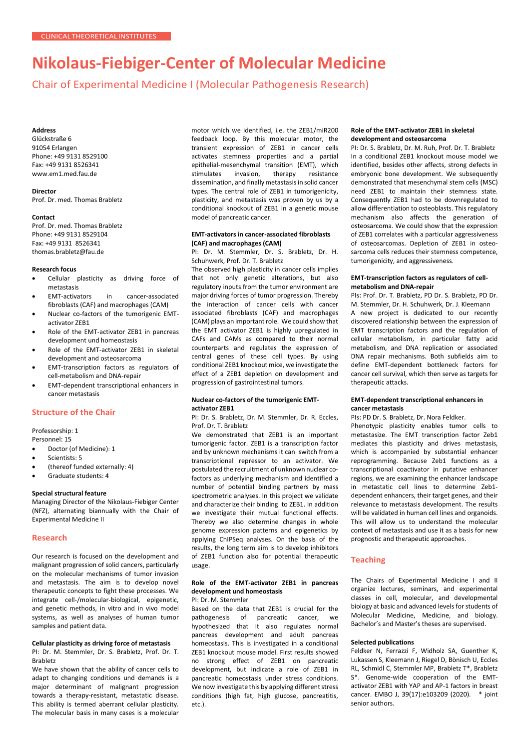CLINICAL THEORETICAL INSTITUTES

# Nikolaus-Fiebiger-Center of Molecular Medicine

## Chair of Experimental Medicine I (Molecular Pathogenesis Research)

**Address**
Glückstraße 6
91054 Erlangen
Phone: +49 9131 8529100
Fax: +49 9131 8526341
www.em1.med.fau.de

**Director**
Prof. Dr. med. Thomas Brabletz

**Contact**
Prof. Dr. med. Thomas Brabletz
Phone: +49 9131 8529104
Fax: +49 9131 8526341
thomas.brabletz@fau.de

**Research focus**

- Cellular plasticity as driving force of metastasis
- EMT-activators in cancer-associated fibroblasts (CAF) and macrophages (CAM)
- Nuclear co-factors of the tumorigenic EMT-activator ZEB1
- Role of the EMT-activator ZEB1 in pancreas development und homeostasis
- Role of the EMT-activator ZEB1 in skeletal development and osteosarcoma
- EMT-transcription factors as regulators of cell-metabolism and DNA-repair
- EMT-dependent transcriptional enhancers in cancer metastasis

## Structure of the Chair

Professorship: 1
Personnel: 15

- Doctor (of Medicine): 1
- Scientists: 5
- (thereof funded externally: 4)
- Graduate students: 4

**Special structural feature**
Managing Director of the Nikolaus-Fiebiger Center (NFZ), alternating biannually with the Chair of Experimental Medicine II

## Research

Our research is focused on the development and malignant progression of solid cancers, particularly on the molecular mechanisms of tumor invasion and metastasis. The aim is to develop novel therapeutic concepts to fight these processes. We integrate cell-/molecular-biological, epigenetic, and genetic methods, in vitro and in vivo model systems, as well as analyses of human tumor samples and patient data.

**Cellular plasticity as driving force of metastasis**
PI: Dr. M. Stemmler, Dr. S. Brabletz, Prof. Dr. T. Brabletz
We have shown that the ability of cancer cells to adapt to changing conditions und demands is a major determinant of malignant progression towards a therapy-resistant, metastatic disease. This ability is termed aberrant cellular plasticity. The molecular basis in many cases is a molecular motor which we identified, i.e. the ZEB1/miR200 feedback loop. By this molecular motor, the transient expression of ZEB1 in cancer cells activates stemness properties and a partial epithelial-mesenchymal transition (EMT), which stimulates invasion, therapy resistance dissemination, and finally metastasis in solid cancer types. The central role of ZEB1 in tumorigenicity, plasticity, and metastasis was proven by us by a conditional knockout of ZEB1 in a genetic mouse model of pancreatic cancer.

**EMT-activators in cancer-associated fibroblasts (CAF) and macrophages (CAM)**
PI: Dr. M. Stemmler, Dr. S. Brabletz, Dr. H. Schuhwerk, Prof. Dr. T. Brabletz
The observed high plasticity in cancer cells implies that not only genetic alterations, but also regulatory inputs from the tumor environment are major driving forces of tumor progression. Thereby the interaction of cancer cells with cancer associated fibroblasts (CAF) and macrophages (CAM) plays an important role. We could show that the EMT activator ZEB1 is highly upregulated in CAFs and CAMs as compared to their normal counterparts and regulates the expression of central genes of these cell types. By using conditional ZEB1 knockout mice, we investigate the effect of a ZEB1 depletion on development and progression of gastrointestinal tumors.

**Nuclear co-factors of the tumorigenic EMT-activator ZEB1**
PI: Dr. S. Brabletz, Dr. M. Stemmler, Dr. R. Eccles, Prof. Dr. T. Brabletz
We demonstrated that ZEB1 is an important tumorigenic factor. ZEB1 is a transcription factor and by unknown mechanisms it can switch from a transcriptional repressor to an activator. We postulated the recruitment of unknown nuclear co-factors as underlying mechanism and identified a number of potential binding partners by mass spectrometric analyses. In this project we validate and characterize their binding to ZEB1. In addition we investigate their mutual functional effects. Thereby we also determine changes in whole genome expression patterns and epigenetics by applying ChIPSeq analyses. On the basis of the results, the long term aim is to develop inhibitors of ZEB1 function also for potential therapeutic usage.

**Role of the EMT-activator ZEB1 in pancreas development und homeostasis**
PI: Dr. M. Stemmler
Based on the data that ZEB1 is crucial for the pathogenesis of pancreatic cancer, we hypothesized that it also regulates normal pancreas development and adult pancreas homeostasis. This is investigated in a conditional ZEB1 knockout mouse model. First results showed no strong effect of ZEB1 on pancreatic development, but indicate a role of ZEB1 in pancreatic homeostasis under stress conditions. We now investigate this by applying different stress conditions (high fat, high glucose, pancreatitis, etc.).

**Role of the EMT-activator ZEB1 in skeletal development and osteosarcoma**
PI: Dr. S. Brabletz, Dr. M. Ruh, Prof. Dr. T. Brabletz
In a conditional ZEB1 knockout mouse model we identified, besides other affects, strong defects in embryonic bone development. We subsequently demonstrated that mesenchymal stem cells (MSC) need ZEB1 to maintain their stemness state. Consequently ZEB1 had to be downregulated to allow differentiation to osteoblasts. This regulatory mechanism also affects the generation of osteosarcoma. We could show that the expression of ZEB1 correlates with a particular aggressiveness of osteosarcomas. Depletion of ZEB1 in osteosarcoma cells reduces their stemness competence, tumorigenicity, and aggressiveness.

**EMT-transcription factors as regulators of cell-metabolism and DNA-repair**
PIs: Prof. Dr. T. Brabletz, PD Dr. S. Brabletz, PD Dr. M. Stemmler, Dr. H. Schuhwerk, Dr. J. Kleemann
A new project is dedicated to our recently discovered relationship between the expression of EMT transcription factors and the regulation of cellular metabolism, in particular fatty acid metabolism, and DNA replication or associated DNA repair mechanisms. Both subfields aim to define EMT-dependent bottleneck factors for cancer cell survival, which then serve as targets for therapeutic attacks.

**EMT-dependent transcriptional enhancers in cancer metastasis**
PIs: PD Dr. S. Brabletz, Dr. Nora Feldker.
Phenotypic plasticity enables tumor cells to metastasize. The EMT transcription factor Zeb1 mediates this plasticity and drives metastasis, which is accompanied by substantial enhancer reprogramming. Because Zeb1 functions as a transcriptional coactivator in putative enhancer regions, we are examining the enhancer landscape in metastatic cell lines to determine Zeb1-dependent enhancers, their target genes, and their relevance to metastasis development. The results will be validated in human cell lines and organoids. This will allow us to understand the molecular context of metastasis and use it as a basis for new prognostic and therapeutic approaches.

## Teaching

The Chairs of Experimental Medicine I and II organize lectures, seminars, and experimental classes in cell, molecular, and developmental biology at basic and advanced levels for students of Molecular Medicine, Medicine, and biology. Bachelor's and Master's theses are supervised.

**Selected publications**
Feldker N, Ferrazzi F, Widholz SA, Guenther K, Lukassen S, Kleemann J, Riegel D, Bönisch U, Eccles RL, Schmidl C, Stemmler MP, Brabletz T*, Brabletz S*. Genome-wide cooperation of the EMT-activator ZEB1 with YAP and AP-1 factors in breast cancer. EMBO J, 39(17):e103209 (2020). * joint senior authors.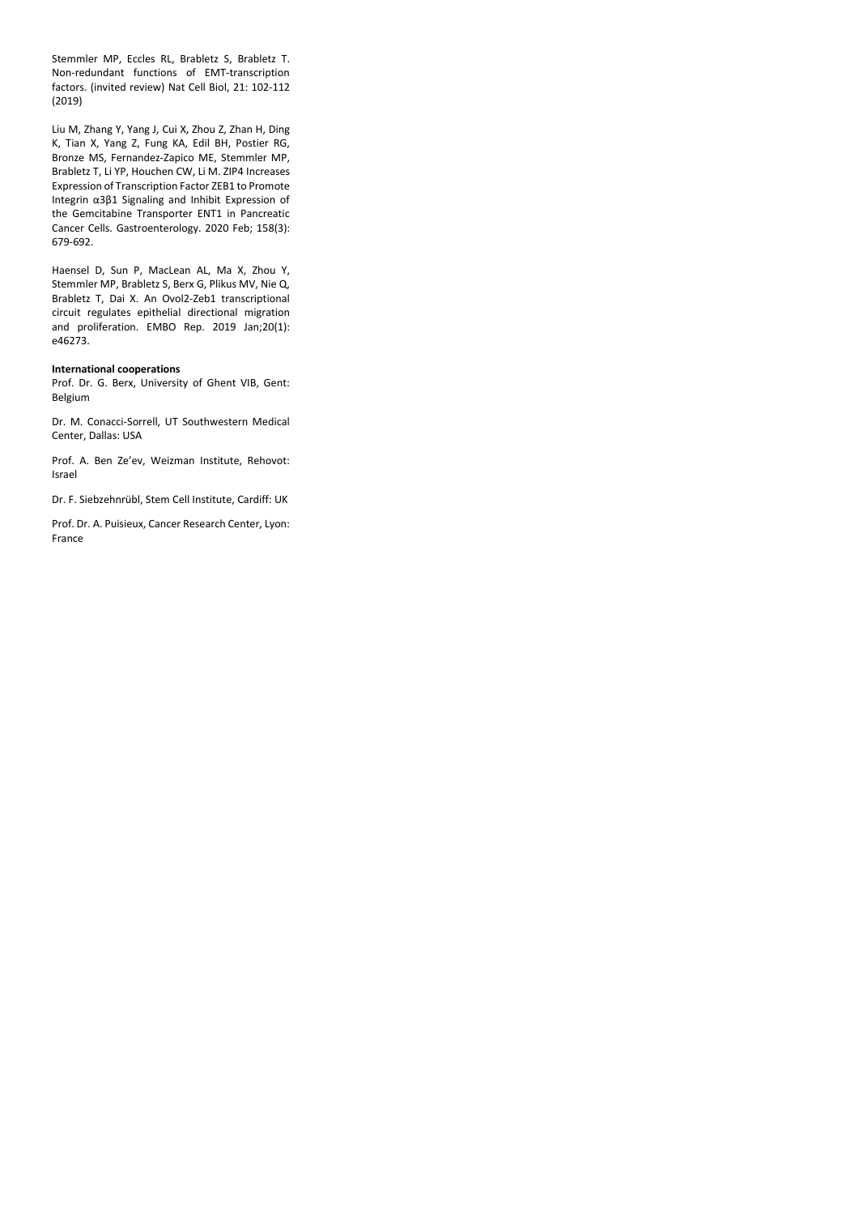Stemmler MP, Eccles RL, Brabletz S, Brabletz T. Non-redundant functions of EMT-transcription factors. (invited review) Nat Cell Biol, 21: 102-112 (2019)

Liu M, Zhang Y, Yang J, Cui X, Zhou Z, Zhan H, Ding K, Tian X, Yang Z, Fung KA, Edil BH, Postier RG, Bronze MS, Fernandez-Zapico ME, Stemmler MP, Brabletz T, Li YP, Houchen CW, Li M. ZIP4 Increases Expression of Transcription Factor ZEB1 to Promote Integrin α3β1 Signaling and Inhibit Expression of the Gemcitabine Transporter ENT1 in Pancreatic Cancer Cells. Gastroenterology. 2020 Feb; 158(3): 679-692.

Haensel D, Sun P, MacLean AL, Ma X, Zhou Y, Stemmler MP, Brabletz S, Berx G, Plikus MV, Nie Q, Brabletz T, Dai X. An Ovol2-Zeb1 transcriptional circuit regulates epithelial directional migration and proliferation. EMBO Rep. 2019 Jan;20(1): e46273.

**International cooperations**

Prof. Dr. G. Berx, University of Ghent VIB, Gent: Belgium

Dr. M. Conacci-Sorrell, UT Southwestern Medical Center, Dallas: USA

Prof. A. Ben Ze'ev, Weizman Institute, Rehovot: Israel

Dr. F. Siebzehnrübl, Stem Cell Institute, Cardiff: UK

Prof. Dr. A. Puisieux, Cancer Research Center, Lyon: France